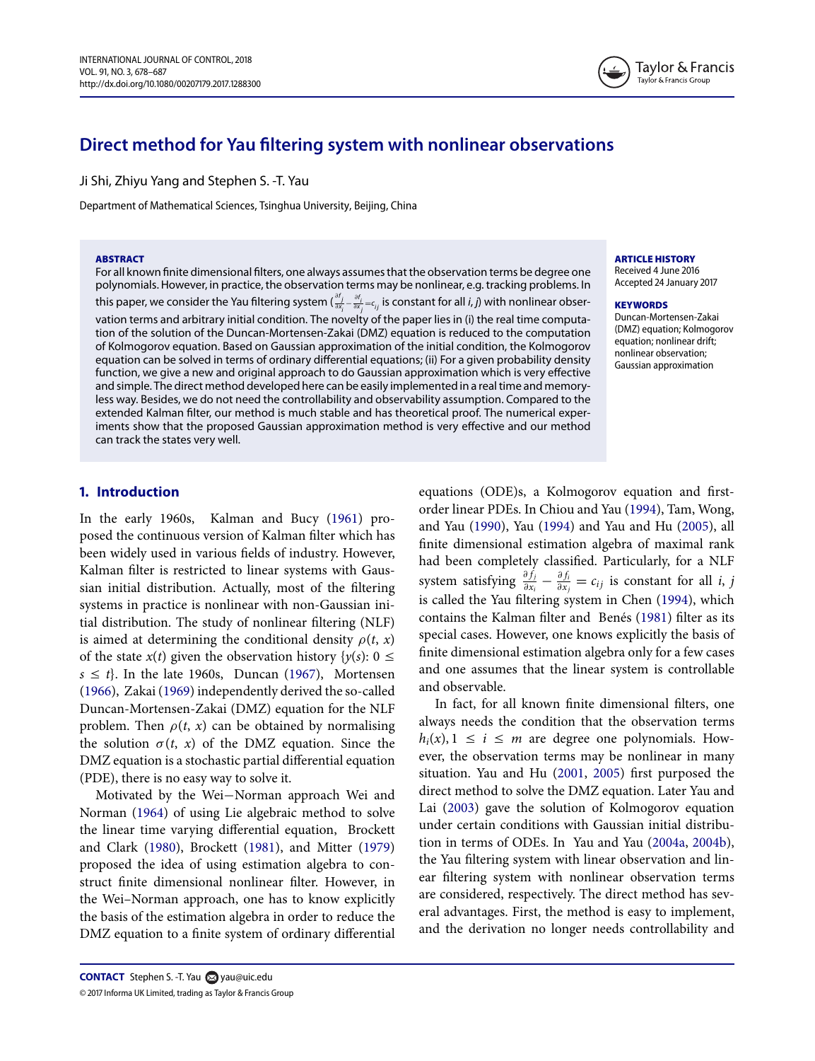# Direct method for Yau filtering system with nonlinear observations

Ji Shi, Zhiyu Yang and Stephen S. -T. Yau

Department of Mathematical Sciences, Tsinghua University, Beijing, China

**ABSTRACT**

For all known finite dimensional filters, one always assumes that the observation terms be degree one polynomials. However, in practice, the observation terms may be nonlinear, e.g. tracking problems. In this paper, we consider the Yau filtering system ($\frac{\partial f_j}{\partial x_i} - \frac{\partial f_i}{\partial x_j} = c_{ij}$ is constant for all *i*, *j*) with nonlinear observation terms and arbitrary initial condition. The novelty of the paper lies in (i) the real time computation of the solution of the Duncan-Mortensen-Zakai (DMZ) equation is reduced to the computation of Kolmogorov equation. Based on Gaussian approximation of the initial condition, the Kolmogorov equation can be solved in terms of ordinary differential equations; (ii) For a given probability density function, we give a new and original approach to do Gaussian approximation which is very effective and simple. The direct method developed here can be easily implemented in a real time and memoryless way. Besides, we do not need the controllability and observability assumption. Compared to the extended Kalman filter, our method is much stable and has theoretical proof. The numerical experiments show that the proposed Gaussian approximation method is very effective and our method can track the states very well.

**ARTICLE HISTORY**
Received 4 June 2016
Accepted 24 January 2017

**KEYWORDS**
Duncan-Mortensen-Zakai (DMZ) equation; Kolmogorov equation; nonlinear drift; nonlinear observation; Gaussian approximation

## 1. Introduction

In the early 1960s, Kalman and Bucy (1961) proposed the continuous version of Kalman filter which has been widely used in various fields of industry. However, Kalman filter is restricted to linear systems with Gaussian initial distribution. Actually, most of the filtering systems in practice is nonlinear with non-Gaussian initial distribution. The study of nonlinear filtering (NLF) is aimed at determining the conditional density $\rho(t, x)$ of the state $x(t)$ given the observation history $\{y(s): 0 \le s \le t\}$. In the late 1960s, Duncan (1967), Mortensen (1966), Zakai (1969) independently derived the so-called Duncan-Mortensen-Zakai (DMZ) equation for the NLF problem. Then $\rho(t, x)$ can be obtained by normalising the solution $\sigma(t, x)$ of the DMZ equation. Since the DMZ equation is a stochastic partial differential equation (PDE), there is no easy way to solve it.

Motivated by the Wei−Norman approach Wei and Norman (1964) of using Lie algebraic method to solve the linear time varying differential equation, Brockett and Clark (1980), Brockett (1981), and Mitter (1979) proposed the idea of using estimation algebra to construct finite dimensional nonlinear filter. However, in the Wei–Norman approach, one has to know explicitly the basis of the estimation algebra in order to reduce the DMZ equation to a finite system of ordinary differential equations (ODE)s, a Kolmogorov equation and first-order linear PDEs. In Chiou and Yau (1994), Tam, Wong, and Yau (1990), Yau (1994) and Yau and Hu (2005), all finite dimensional estimation algebra of maximal rank had been completely classified. Particularly, for a NLF system satisfying $\frac{\partial f_j}{\partial x_i} - \frac{\partial f_i}{\partial x_j} = c_{ij}$ is constant for all *i*, *j* is called the Yau filtering system in Chen (1994), which contains the Kalman filter and Benés (1981) filter as its special cases. However, one knows explicitly the basis of finite dimensional estimation algebra only for a few cases and one assumes that the linear system is controllable and observable.

In fact, for all known finite dimensional filters, one always needs the condition that the observation terms $h_i(x), 1 \le i \le m$ are degree one polynomials. However, the observation terms may be nonlinear in many situation. Yau and Hu (2001, 2005) first purposed the direct method to solve the DMZ equation. Later Yau and Lai (2003) gave the solution of Kolmogorov equation under certain conditions with Gaussian initial distribution in terms of ODEs. In Yau and Yau (2004a, 2004b), the Yau filtering system with linear observation and linear filtering system with nonlinear observation terms are considered, respectively. The direct method has several advantages. First, the method is easy to implement, and the derivation no longer needs controllability and

**CONTACT** Stephen S. -T. Yau yau@uic.edu

© 2017 Informa UK Limited, trading as Taylor & Francis Group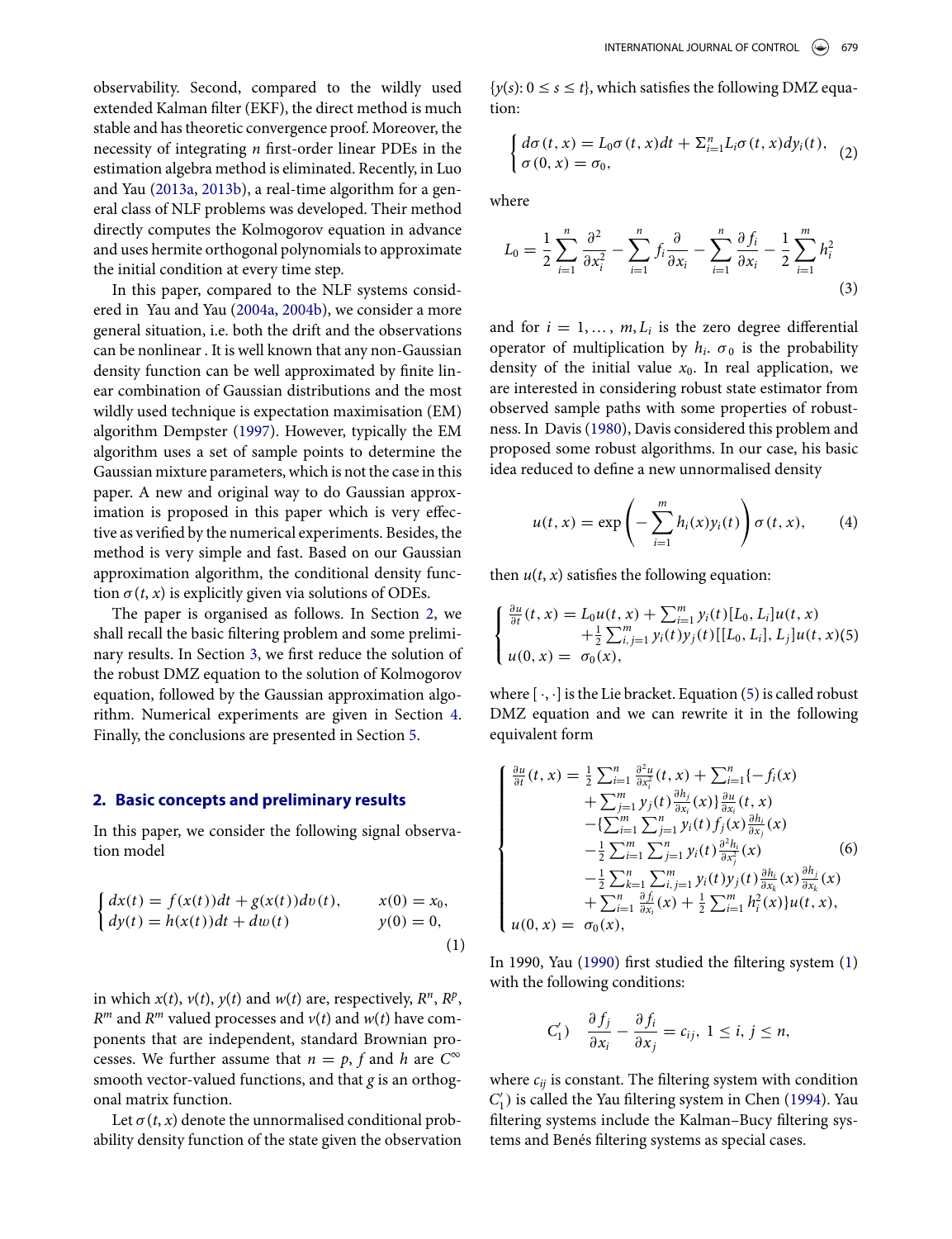observability. Second, compared to the wildly used extended Kalman filter (EKF), the direct method is much stable and has theoretic convergence proof. Moreover, the necessity of integrating $n$ first-order linear PDEs in the estimation algebra method is eliminated. Recently, in Luo and Yau (2013a, 2013b), a real-time algorithm for a general class of NLF problems was developed. Their method directly computes the Kolmogorov equation in advance and uses hermite orthogonal polynomials to approximate the initial condition at every time step.

In this paper, compared to the NLF systems considered in Yau and Yau (2004a, 2004b), we consider a more general situation, i.e. both the drift and the observations can be nonlinear . It is well known that any non-Gaussian density function can be well approximated by finite linear combination of Gaussian distributions and the most wildly used technique is expectation maximisation (EM) algorithm Dempster (1997). However, typically the EM algorithm uses a set of sample points to determine the Gaussian mixture parameters, which is not the case in this paper. A new and original way to do Gaussian approximation is proposed in this paper which is very effective as verified by the numerical experiments. Besides, the method is very simple and fast. Based on our Gaussian approximation algorithm, the conditional density function $\sigma(t, x)$ is explicitly given via solutions of ODEs.

The paper is organised as follows. In Section 2, we shall recall the basic filtering problem and some preliminary results. In Section 3, we first reduce the solution of the robust DMZ equation to the solution of Kolmogorov equation, followed by the Gaussian approximation algorithm. Numerical experiments are given in Section 4. Finally, the conclusions are presented in Section 5.

## 2. Basic concepts and preliminary results

In this paper, we consider the following signal observation model

$$
\begin{cases} dx(t) = f(x(t))dt + g(x(t))dv(t), & x(0) = x_0, \\ dy(t) = h(x(t))dt + dw(t) & y(0) = 0, \end{cases} \tag{1}
$$

in which $x(t)$, $v(t)$, $y(t)$ and $w(t)$ are, respectively, $R^n$, $R^p$, $R^m$ and $R^m$ valued processes and $v(t)$ and $w(t)$ have components that are independent, standard Brownian processes. We further assume that $n = p$, $f$ and $h$ are $C^\infty$ smooth vector-valued functions, and that $g$ is an orthogonal matrix function.

Let $\sigma(t, x)$ denote the unnormalised conditional probability density function of the state given the observation $\{y(s): 0 \le s \le t\}$, which satisfies the following DMZ equation:

$$
\begin{cases} d\sigma(t, x) = L_0\sigma(t, x)dt + \Sigma_{i=1}^n L_i\sigma(t, x)dy_i(t), \\ \sigma(0, x) = \sigma_0, \end{cases} \tag{2}
$$

where

$$
L_0 = \frac{1}{2}\sum_{i=1}^n \frac{\partial^2}{\partial x_i^2} - \sum_{i=1}^n f_i\frac{\partial}{\partial x_i} - \sum_{i=1}^n \frac{\partial f_i}{\partial x_i} - \frac{1}{2}\sum_{i=1}^m h_i^2 \tag{3}
$$

and for $i = 1, \ldots, m, L_i$ is the zero degree differential operator of multiplication by $h_i$. $\sigma_0$ is the probability density of the initial value $x_0$. In real application, we are interested in considering robust state estimator from observed sample paths with some properties of robustness. In Davis (1980), Davis considered this problem and proposed some robust algorithms. In our case, his basic idea reduced to define a new unnormalised density

$$
u(t, x) = \exp\left(-\sum_{i=1}^m h_i(x)y_i(t)\right)\sigma(t, x), \tag{4}
$$

then $u(t, x)$ satisfies the following equation:

$$
\begin{cases} \frac{\partial u}{\partial t}(t, x) = L_0u(t, x) + \sum_{i=1}^m y_i(t)[L_0, L_i]u(t, x) \\ \qquad\qquad + \frac{1}{2}\sum_{i,j=1}^m y_i(t)y_j(t)[[L_0, L_i], L_j]u(t, x) \\ u(0, x) = \sigma_0(x), \end{cases} \tag{5}
$$

where $[\cdot, \cdot]$ is the Lie bracket. Equation (5) is called robust DMZ equation and we can rewrite it in the following equivalent form

$$
\begin{cases} \frac{\partial u}{\partial t}(t, x) = \frac{1}{2}\sum_{i=1}^n \frac{\partial^2 u}{\partial x_i^2}(t, x) + \sum_{i=1}^n \{-f_i(x) \\ \qquad + \sum_{j=1}^m y_j(t)\frac{\partial h_j}{\partial x_i}(x)\}\frac{\partial u}{\partial x_i}(t, x) \\ \qquad - \{\sum_{i=1}^m \sum_{j=1}^n y_i(t) f_j(x)\frac{\partial h_i}{\partial x_j}(x) \\ \qquad - \frac{1}{2}\sum_{i=1}^m \sum_{j=1}^n y_i(t)\frac{\partial^2 h_i}{\partial x_j^2}(x) \\ \qquad - \frac{1}{2}\sum_{k=1}^n \sum_{i,j=1}^m y_i(t)y_j(t)\frac{\partial h_i}{\partial x_k}(x)\frac{\partial h_j}{\partial x_k}(x) \\ \qquad + \sum_{i=1}^n \frac{\partial f_i}{\partial x_i}(x) + \frac{1}{2}\sum_{i=1}^m h_i^2(x)\}u(t, x), \\ u(0, x) = \sigma_0(x), \end{cases} \tag{6}
$$

In 1990, Yau (1990) first studied the filtering system (1) with the following conditions:

$$
C_1') \quad \frac{\partial f_j}{\partial x_i} - \frac{\partial f_i}{\partial x_j} = c_{ij},\ 1 \le i, j \le n,
$$

where $c_{ij}$ is constant. The filtering system with condition $C_1'$) is called the Yau filtering system in Chen (1994). Yau filtering systems include the Kalman–Bucy filtering systems and Benés filtering systems as special cases.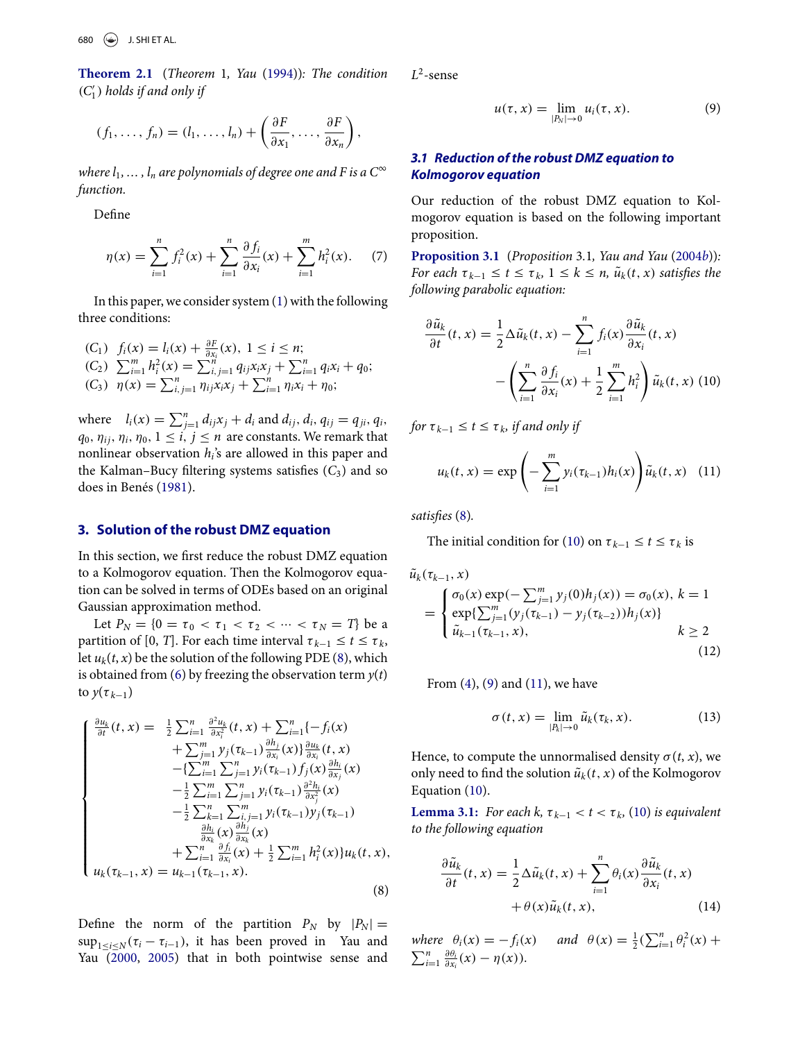**Theorem 2.1** (*Theorem* 1*, Yau* (1994))*: The condition* $(C_1')$ *holds if and only if*

$$(f_1, \ldots, f_n) = (l_1, \ldots, l_n) + \left(\frac{\partial F}{\partial x_1}, \ldots, \frac{\partial F}{\partial x_n}\right),$$

*where* $l_1, \ldots, l_n$ *are polynomials of degree one and* $F$ *is a* $C^\infty$ *function.*

Define

$$\eta(x) = \sum_{i=1}^{n} f_i^2(x) + \sum_{i=1}^{n} \frac{\partial f_i}{\partial x_i}(x) + \sum_{i=1}^{m} h_i^2(x). \tag{7}$$

In this paper, we consider system (1) with the following three conditions:

$(C_1)$ $f_i(x) = l_i(x) + \frac{\partial F}{\partial x_i}(x),\ 1 \le i \le n$;
$(C_2)$ $\sum_{i=1}^m h_i^2(x) = \sum_{i,j=1}^n q_{ij}x_ix_j + \sum_{i=1}^n q_ix_i + q_0$;
$(C_3)$ $\eta(x) = \sum_{i,j=1}^n \eta_{ij}x_ix_j + \sum_{i=1}^n \eta_ix_i + \eta_0$;

where $l_i(x) = \sum_{j=1}^n d_{ij}x_j + d_i$ and $d_{ij}, d_i, q_{ij} = q_{ji}, q_i$, $q_0, \eta_{ij}, \eta_i, \eta_0$, $1 \le i, j \le n$ are constants. We remark that nonlinear observation $h_i$'s are allowed in this paper and the Kalman–Bucy filtering systems satisfies $(C_3)$ and so does in Benés (1981).

## 3. Solution of the robust DMZ equation

In this section, we first reduce the robust DMZ equation to a Kolmogorov equation. Then the Kolmogorov equation can be solved in terms of ODEs based on an original Gaussian approximation method.

Let $P_N = \{0 = \tau_0 < \tau_1 < \tau_2 < \cdots < \tau_N = T\}$ be a partition of $[0, T]$. For each time interval $\tau_{k-1} \le t \le \tau_k$, let $u_k(t, x)$ be the solution of the following PDE (8), which is obtained from (6) by freezing the observation term $y(t)$ to $y(\tau_{k-1})$

$$\begin{cases} \frac{\partial u_k}{\partial t}(t,x) = & \frac{1}{2}\sum_{i=1}^n \frac{\partial^2 u_k}{\partial x_i^2}(t,x) + \sum_{i=1}^n \{-f_i(x) \\ & + \sum_{j=1}^m y_j(\tau_{k-1})\frac{\partial h_j}{\partial x_i}(x)\}\frac{\partial u_k}{\partial x_i}(t,x) \\ & -\{\sum_{i=1}^m \sum_{j=1}^n y_i(\tau_{k-1}) f_j(x)\frac{\partial h_i}{\partial x_j}(x) \\ & -\frac{1}{2}\sum_{i=1}^m \sum_{j=1}^n y_i(\tau_{k-1})\frac{\partial^2 h_i}{\partial x_j^2}(x) \\ & -\frac{1}{2}\sum_{k=1}^n \sum_{i,j=1}^m y_i(\tau_{k-1})y_j(\tau_{k-1}) \\ & \quad \frac{\partial h_i}{\partial x_k}(x)\frac{\partial h_j}{\partial x_k}(x) \\ & + \sum_{i=1}^n \frac{\partial f_i}{\partial x_i}(x) + \frac{1}{2}\sum_{i=1}^m h_i^2(x)\}u_k(t,x), \\ u_k(\tau_{k-1}, x) = u_{k-1}(\tau_{k-1}, x). \end{cases} \tag{8}$$

Define the norm of the partition $P_N$ by $|P_N| = \sup_{1 \le i \le N}(\tau_i - \tau_{i-1})$, it has been proved in Yau and Yau (2000, 2005) that in both pointwise sense and $L^2$-sense

$$u(\tau, x) = \lim_{|P_N| \to 0} u_i(\tau, x). \tag{9}$$

### 3.1 Reduction of the robust DMZ equation to Kolmogorov equation

Our reduction of the robust DMZ equation to Kolmogorov equation is based on the following important proposition.

**Proposition 3.1** (*Proposition* 3.1*, Yau and Yau* (2004b))*: For each* $\tau_{k-1} \le t \le \tau_k$, $1 \le k \le n$, $\tilde{u}_k(t, x)$ *satisfies the following parabolic equation:*

$$\begin{aligned} \frac{\partial \tilde{u}_k}{\partial t}(t,x) &= \frac{1}{2}\Delta \tilde{u}_k(t,x) - \sum_{i=1}^n f_i(x)\frac{\partial \tilde{u}_k}{\partial x_i}(t,x) \\ &\quad - \left(\sum_{i=1}^n \frac{\partial f_i}{\partial x_i}(x) + \frac{1}{2}\sum_{i=1}^m h_i^2\right)\tilde{u}_k(t,x) \end{aligned} \tag{10}$$

*for* $\tau_{k-1} \le t \le \tau_k$*, if and only if*

$$u_k(t,x) = \exp\left(-\sum_{i=1}^m y_i(\tau_{k-1})h_i(x)\right)\tilde{u}_k(t,x) \tag{11}$$

*satisfies* (8)*.*

The initial condition for (10) on $\tau_{k-1} \le t \le \tau_k$ is

$$\tilde{u}_k(\tau_{k-1}, x) = \begin{cases} \sigma_0(x)\exp(-\sum_{j=1}^m y_j(0)h_j(x)) = \sigma_0(x), & k = 1 \\ \exp\{\sum_{j=1}^m (y_j(\tau_{k-1}) - y_j(\tau_{k-2}))h_j(x)\} \\ \tilde{u}_{k-1}(\tau_{k-1}, x), & k \ge 2 \end{cases} \tag{12}$$

From (4), (9) and (11), we have

$$\sigma(t,x) = \lim_{|P_k| \to 0} \tilde{u}_k(\tau_k, x). \tag{13}$$

Hence, to compute the unnormalised density $\sigma(t, x)$, we only need to find the solution $\tilde{u}_k(t, x)$ of the Kolmogorov Equation (10).

**Lemma 3.1:** *For each* $k$, $\tau_{k-1} < t < \tau_k$, (10) *is equivalent to the following equation*

$$\begin{aligned} \frac{\partial \tilde{u}_k}{\partial t}(t,x) &= \frac{1}{2}\Delta \tilde{u}_k(t,x) + \sum_{i=1}^n \theta_i(x)\frac{\partial \tilde{u}_k}{\partial x_i}(t,x) \\ &\quad + \theta(x)\tilde{u}_k(t,x), \end{aligned} \tag{14}$$

*where* $\theta_i(x) = -f_i(x)$ *and* $\theta(x) = \frac{1}{2}(\sum_{i=1}^n \theta_i^2(x) + \sum_{i=1}^n \frac{\partial \theta_i}{\partial x_i}(x) - \eta(x))$.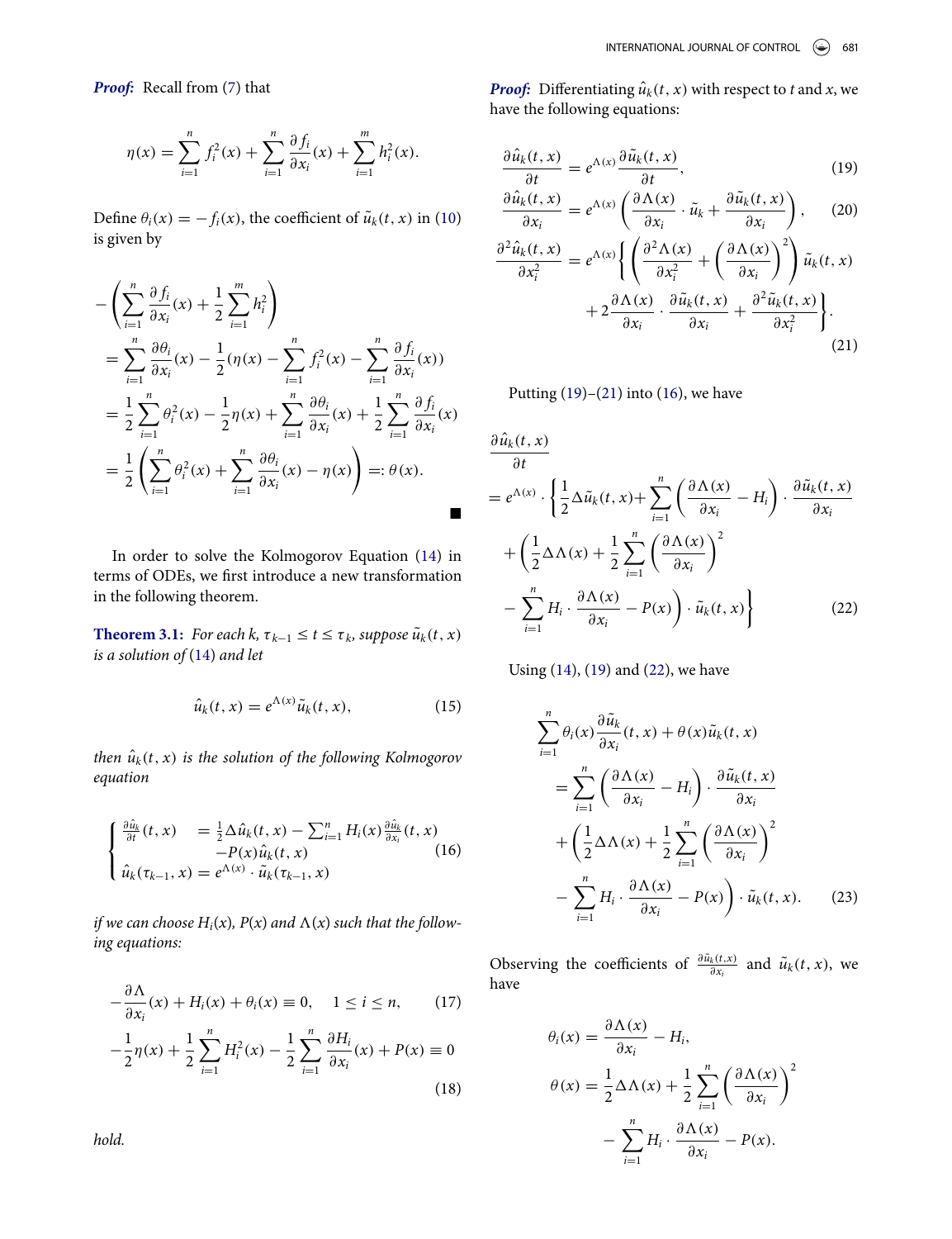***Proof:*** Recall from (7) that

$$\eta(x) = \sum_{i=1}^{n} f_i^2(x) + \sum_{i=1}^{n} \frac{\partial f_i}{\partial x_i}(x) + \sum_{i=1}^{m} h_i^2(x).$$

Define $\theta_i(x) = -f_i(x)$, the coefficient of $\tilde{u}_k(t, x)$ in (10) is given by

$$\begin{aligned}
&-\left(\sum_{i=1}^{n} \frac{\partial f_i}{\partial x_i}(x) + \frac{1}{2}\sum_{i=1}^{m} h_i^2\right) \\
&= \sum_{i=1}^{n} \frac{\partial \theta_i}{\partial x_i}(x) - \frac{1}{2}\left(\eta(x) - \sum_{i=1}^{n} f_i^2(x) - \sum_{i=1}^{n} \frac{\partial f_i}{\partial x_i}(x)\right) \\
&= \frac{1}{2}\sum_{i=1}^{n} \theta_i^2(x) - \frac{1}{2}\eta(x) + \sum_{i=1}^{n} \frac{\partial \theta_i}{\partial x_i}(x) + \frac{1}{2}\sum_{i=1}^{n} \frac{\partial f_i}{\partial x_i}(x) \\
&= \frac{1}{2}\left(\sum_{i=1}^{n} \theta_i^2(x) + \sum_{i=1}^{n} \frac{\partial \theta_i}{\partial x_i}(x) - \eta(x)\right) =: \theta(x).
\end{aligned}$$

∎

In order to solve the Kolmogorov Equation (14) in terms of ODEs, we first introduce a new transformation in the following theorem.

**Theorem 3.1:** *For each k, $\tau_{k-1} \le t \le \tau_k$, suppose $\tilde{u}_k(t, x)$ is a solution of* (14) *and let*

$$\hat{u}_k(t, x) = e^{\Lambda(x)}\tilde{u}_k(t, x), \tag{15}$$

*then $\hat{u}_k(t, x)$ is the solution of the following Kolmogorov equation*

$$\begin{cases} \frac{\partial \hat{u}_k}{\partial t}(t, x) &= \frac{1}{2}\Delta\hat{u}_k(t, x) - \sum_{i=1}^{n} H_i(x)\frac{\partial \hat{u}_k}{\partial x_i}(t, x) \\ & \quad -P(x)\hat{u}_k(t, x) \\ \hat{u}_k(\tau_{k-1}, x) = e^{\Lambda(x)} \cdot \tilde{u}_k(\tau_{k-1}, x) \end{cases} \tag{16}$$

*if we can choose $H_i(x)$, $P(x)$ and $\Lambda(x)$ such that the following equations:*

$$-\frac{\partial \Lambda}{\partial x_i}(x) + H_i(x) + \theta_i(x) \equiv 0, \quad 1 \le i \le n, \tag{17}$$

$$-\frac{1}{2}\eta(x) + \frac{1}{2}\sum_{i=1}^{n} H_i^2(x) - \frac{1}{2}\sum_{i=1}^{n} \frac{\partial H_i}{\partial x_i}(x) + P(x) \equiv 0 \tag{18}$$

*hold.*

***Proof:*** Differentiating $\hat{u}_k(t, x)$ with respect to $t$ and $x$, we have the following equations:

$$\frac{\partial \hat{u}_k(t, x)}{\partial t} = e^{\Lambda(x)}\frac{\partial \tilde{u}_k(t, x)}{\partial t}, \tag{19}$$

$$\frac{\partial \hat{u}_k(t, x)}{\partial x_i} = e^{\Lambda(x)}\left(\frac{\partial \Lambda(x)}{\partial x_i} \cdot \tilde{u}_k + \frac{\partial \tilde{u}_k(t, x)}{\partial x_i}\right), \tag{20}$$

$$\begin{aligned}\frac{\partial^2 \hat{u}_k(t, x)}{\partial x_i^2} = e^{\Lambda(x)}\Bigg\{&\left(\frac{\partial^2 \Lambda(x)}{\partial x_i^2} + \left(\frac{\partial \Lambda(x)}{\partial x_i}\right)^2\right)\tilde{u}_k(t, x) \\ &+ 2\frac{\partial \Lambda(x)}{\partial x_i} \cdot \frac{\partial \tilde{u}_k(t, x)}{\partial x_i} + \frac{\partial^2 \tilde{u}_k(t, x)}{\partial x_i^2}\Bigg\}.\end{aligned} \tag{21}$$

Putting (19)–(21) into (16), we have

$$\begin{aligned}
&\frac{\partial \hat{u}_k(t, x)}{\partial t} \\
&= e^{\Lambda(x)} \cdot \Bigg\{\frac{1}{2}\Delta\tilde{u}_k(t, x) + \sum_{i=1}^{n}\left(\frac{\partial \Lambda(x)}{\partial x_i} - H_i\right) \cdot \frac{\partial \tilde{u}_k(t, x)}{\partial x_i} \\
&\quad + \left(\frac{1}{2}\Delta\Lambda(x) + \frac{1}{2}\sum_{i=1}^{n}\left(\frac{\partial \Lambda(x)}{\partial x_i}\right)^2 \right. \\
&\quad \left. - \sum_{i=1}^{n} H_i \cdot \frac{\partial \Lambda(x)}{\partial x_i} - P(x)\right) \cdot \tilde{u}_k(t, x)\Bigg\}
\end{aligned} \tag{22}$$

Using (14), (19) and (22), we have

$$\begin{aligned}
&\sum_{i=1}^{n} \theta_i(x)\frac{\partial \tilde{u}_k}{\partial x_i}(t, x) + \theta(x)\tilde{u}_k(t, x) \\
&\quad = \sum_{i=1}^{n}\left(\frac{\partial \Lambda(x)}{\partial x_i} - H_i\right) \cdot \frac{\partial \tilde{u}_k(t, x)}{\partial x_i} \\
&\quad + \left(\frac{1}{2}\Delta\Lambda(x) + \frac{1}{2}\sum_{i=1}^{n}\left(\frac{\partial \Lambda(x)}{\partial x_i}\right)^2 \right. \\
&\quad \left. - \sum_{i=1}^{n} H_i \cdot \frac{\partial \Lambda(x)}{\partial x_i} - P(x)\right) \cdot \tilde{u}_k(t, x).
\end{aligned} \tag{23}$$

Observing the coefficients of $\frac{\partial \tilde{u}_k(t,x)}{\partial x_i}$ and $\tilde{u}_k(t, x)$, we have

$$\begin{aligned}
\theta_i(x) &= \frac{\partial \Lambda(x)}{\partial x_i} - H_i, \\
\theta(x) &= \frac{1}{2}\Delta\Lambda(x) + \frac{1}{2}\sum_{i=1}^{n}\left(\frac{\partial \Lambda(x)}{\partial x_i}\right)^2 \\
&\quad - \sum_{i=1}^{n} H_i \cdot \frac{\partial \Lambda(x)}{\partial x_i} - P(x).
\end{aligned}$$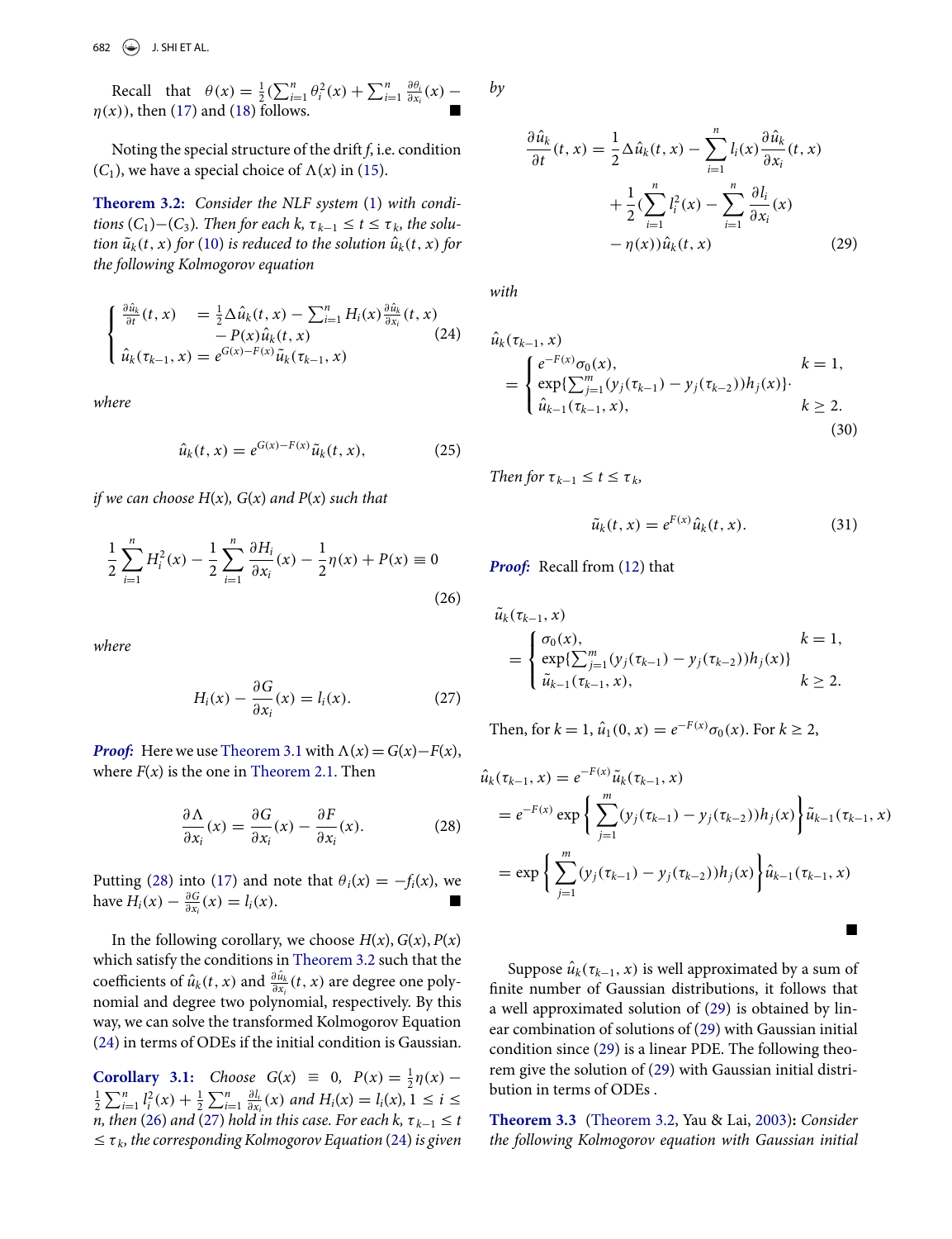Recall that $\theta(x) = \frac{1}{2}(\sum_{i=1}^{n} \theta_i^2(x) + \sum_{i=1}^{n} \frac{\partial \theta_i}{\partial x_i}(x) - \eta(x))$, then (17) and (18) follows. ■

Noting the special structure of the drift $f$, i.e. condition ($C_1$), we have a special choice of $\Lambda(x)$ in (15).

**Theorem 3.2:** *Consider the NLF system (1) with conditions ($C_1$)−($C_3$). Then for each $k$, $\tau_{k-1} \le t \le \tau_k$, the solution $\tilde{u}_k(t,x)$ for (10) is reduced to the solution $\hat{u}_k(t,x)$ for the following Kolmogorov equation*

$$
\begin{cases}
\frac{\partial \hat{u}_k}{\partial t}(t,x) &= \frac{1}{2}\Delta \hat{u}_k(t,x) - \sum_{i=1}^{n} H_i(x)\frac{\partial \hat{u}_k}{\partial x_i}(t,x) \\
& \quad - P(x)\hat{u}_k(t,x) \\
\hat{u}_k(\tau_{k-1},x) &= e^{G(x)-F(x)}\tilde{u}_k(\tau_{k-1},x)
\end{cases}
\tag{24}
$$

*where*

$$
\hat{u}_k(t,x) = e^{G(x)-F(x)}\tilde{u}_k(t,x), \tag{25}
$$

*if we can choose $H(x)$, $G(x)$ and $P(x)$ such that*

$$
\frac{1}{2}\sum_{i=1}^{n} H_i^2(x) - \frac{1}{2}\sum_{i=1}^{n}\frac{\partial H_i}{\partial x_i}(x) - \frac{1}{2}\eta(x) + P(x) \equiv 0 \tag{26}
$$

*where*

$$
H_i(x) - \frac{\partial G}{\partial x_i}(x) = l_i(x). \tag{27}
$$

***Proof:*** Here we use Theorem 3.1 with $\Lambda(x) = G(x) - F(x)$, where $F(x)$ is the one in Theorem 2.1. Then

$$
\frac{\partial \Lambda}{\partial x_i}(x) = \frac{\partial G}{\partial x_i}(x) - \frac{\partial F}{\partial x_i}(x). \tag{28}
$$

Putting (28) into (17) and note that $\theta_i(x) = -f_i(x)$, we have $H_i(x) - \frac{\partial G}{\partial x_i}(x) = l_i(x)$. ■

In the following corollary, we choose $H(x), G(x), P(x)$ which satisfy the conditions in Theorem 3.2 such that the coefficients of $\hat{u}_k(t,x)$ and $\frac{\partial \hat{u}_k}{\partial x_i}(t,x)$ are degree one polynomial and degree two polynomial, respectively. By this way, we can solve the transformed Kolmogorov Equation (24) in terms of ODEs if the initial condition is Gaussian.

**Corollary 3.1:** *Choose $G(x) \equiv 0$, $P(x) = \frac{1}{2}\eta(x) - \frac{1}{2}\sum_{i=1}^{n} l_i^2(x) + \frac{1}{2}\sum_{i=1}^{n}\frac{\partial l_i}{\partial x_i}(x)$ and $H_i(x) = l_i(x)$, $1 \le i \le n$, then (26) and (27) hold in this case. For each $k$, $\tau_{k-1} \le t \le \tau_k$, the corresponding Kolmogorov Equation (24) is given by*

$$
\begin{aligned}
\frac{\partial \hat{u}_k}{\partial t}(t,x) &= \frac{1}{2}\Delta \hat{u}_k(t,x) - \sum_{i=1}^{n} l_i(x)\frac{\partial \hat{u}_k}{\partial x_i}(t,x) \\
&\quad + \frac{1}{2}\Big(\sum_{i=1}^{n} l_i^2(x) - \sum_{i=1}^{n}\frac{\partial l_i}{\partial x_i}(x) \\
&\quad - \eta(x)\Big)\hat{u}_k(t,x)
\end{aligned}
\tag{29}
$$

*with*

$$
\hat{u}_k(\tau_{k-1},x) = \begin{cases} e^{-F(x)}\sigma_0(x), & k=1, \\ \exp\{\sum_{j=1}^{m}(y_j(\tau_{k-1}) - y_j(\tau_{k-2}))h_j(x)\}\cdot \\ \hat{u}_{k-1}(\tau_{k-1},x), & k \ge 2. \end{cases}
\tag{30}
$$

*Then for $\tau_{k-1} \le t \le \tau_k$,*

$$
\tilde{u}_k(t,x) = e^{F(x)}\hat{u}_k(t,x). \tag{31}
$$

***Proof:*** Recall from (12) that

$$
\tilde{u}_k(\tau_{k-1},x) = \begin{cases} \sigma_0(x), & k=1, \\ \exp\{\sum_{j=1}^{m}(y_j(\tau_{k-1}) - y_j(\tau_{k-2}))h_j(x)\} \\ \tilde{u}_{k-1}(\tau_{k-1},x), & k \ge 2. \end{cases}
$$

Then, for $k=1$, $\hat{u}_1(0,x) = e^{-F(x)}\sigma_0(x)$. For $k \ge 2$,

$$
\begin{aligned}
\hat{u}_k(\tau_{k-1},x) &= e^{-F(x)}\tilde{u}_k(\tau_{k-1},x) \\
&= e^{-F(x)}\exp\left\{\sum_{j=1}^{m}(y_j(\tau_{k-1}) - y_j(\tau_{k-2}))h_j(x)\right\}\tilde{u}_{k-1}(\tau_{k-1},x) \\
&= \exp\left\{\sum_{j=1}^{m}(y_j(\tau_{k-1}) - y_j(\tau_{k-2}))h_j(x)\right\}\hat{u}_{k-1}(\tau_{k-1},x)
\end{aligned}
$$

■

Suppose $\hat{u}_k(\tau_{k-1},x)$ is well approximated by a sum of finite number of Gaussian distributions, it follows that a well approximated solution of (29) is obtained by linear combination of solutions of (29) with Gaussian initial condition since (29) is a linear PDE. The following theorem give the solution of (29) with Gaussian initial distribution in terms of ODEs .

**Theorem 3.3** (Theorem 3.2, Yau & Lai, 2003)**:** *Consider the following Kolmogorov equation with Gaussian initial*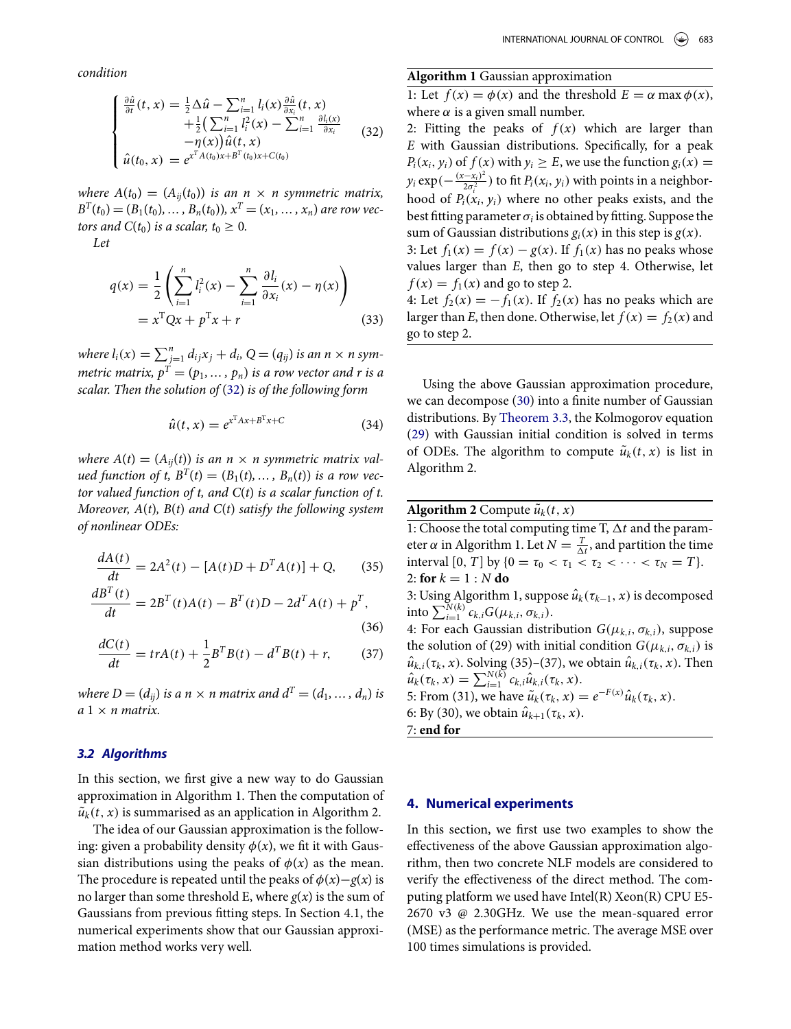*condition*

$$
\begin{cases}
\frac{\partial \hat{u}}{\partial t}(t,x) = \frac{1}{2}\Delta \hat{u} - \sum_{i=1}^{n} l_i(x)\frac{\partial \hat{u}}{\partial x_i}(t,x) \\
\quad + \frac{1}{2}\big(\sum_{i=1}^{n} l_i^2(x) - \sum_{i=1}^{n}\frac{\partial l_i(x)}{\partial x_i} \\
\quad - \eta(x)\big)\hat{u}(t,x) \\
\hat{u}(t_0,x) = e^{x^T A(t_0)x + B^T(t_0)x + C(t_0)}
\end{cases}
\tag{32}
$$

*where $A(t_0) = (A_{ij}(t_0))$ is an $n \times n$ symmetric matrix, $B^T(t_0) = (B_1(t_0), \dots, B_n(t_0))$, $x^T = (x_1, \dots, x_n)$ are row vectors and $C(t_0)$ is a scalar, $t_0 \ge 0$.*

*Let*

$$
q(x) = \frac{1}{2}\left(\sum_{i=1}^{n} l_i^2(x) - \sum_{i=1}^{n}\frac{\partial l_i}{\partial x_i}(x) - \eta(x)\right) = x^{\mathrm{T}}Qx + p^{\mathrm{T}}x + r \tag{33}
$$

*where $l_i(x) = \sum_{j=1}^{n} d_{ij}x_j + d_i$, $Q = (q_{ij})$ is an $n \times n$ symmetric matrix, $p^T = (p_1, \dots, p_n)$ is a row vector and $r$ is a scalar. Then the solution of (32) is of the following form*

$$
\hat{u}(t,x) = e^{x^{\mathrm{T}}Ax + B^{\mathrm{T}}x + C} \tag{34}
$$

*where $A(t) = (A_{ij}(t))$ is an $n \times n$ symmetric matrix valued function of $t$, $B^T(t) = (B_1(t), \dots, B_n(t))$ is a row vector valued function of $t$, and $C(t)$ is a scalar function of $t$. Moreover, $A(t)$, $B(t)$ and $C(t)$ satisfy the following system of nonlinear ODEs:*

$$
\frac{dA(t)}{dt} = 2A^2(t) - [A(t)D + D^T A(t)] + Q, \tag{35}
$$

$$
\frac{dB^T(t)}{dt} = 2B^T(t)A(t) - B^T(t)D - 2d^T A(t) + p^T, \tag{36}
$$

$$
\frac{dC(t)}{dt} = trA(t) + \frac{1}{2}B^T B(t) - d^T B(t) + r, \tag{37}
$$

*where $D = (d_{ij})$ is a $n \times n$ matrix and $d^T = (d_1, \dots, d_n)$ is a $1 \times n$ matrix.*

### 3.2 Algorithms

In this section, we first give a new way to do Gaussian approximation in Algorithm 1. Then the computation of $\tilde{u}_k(t,x)$ is summarised as an application in Algorithm 2.

The idea of our Gaussian approximation is the following: given a probability density $\phi(x)$, we fit it with Gaussian distributions using the peaks of $\phi(x)$ as the mean. The procedure is repeated until the peaks of $\phi(x) - g(x)$ is no larger than some threshold E, where $g(x)$ is the sum of Gaussians from previous fitting steps. In Section 4.1, the numerical experiments show that our Gaussian approximation method works very well.

**Algorithm 1** Gaussian approximation

1: Let $f(x) = \phi(x)$ and the threshold $E = \alpha \max \phi(x)$, where $\alpha$ is a given small number.
2: Fitting the peaks of $f(x)$ which are larger than $E$ with Gaussian distributions. Specifically, for a peak $P_i(x_i, y_i)$ of $f(x)$ with $y_i \ge E$, we use the function $g_i(x) = y_i \exp(-\frac{(x-x_i)^2}{2\sigma_i^2})$ to fit $P_i(x_i, y_i)$ with points in a neighborhood of $P_i(x_i, y_i)$ where no other peaks exists, and the best fitting parameter $\sigma_i$ is obtained by fitting. Suppose the sum of Gaussian distributions $g_i(x)$ in this step is $g(x)$.
3: Let $f_1(x) = f(x) - g(x)$. If $f_1(x)$ has no peaks whose values larger than $E$, then go to step 4. Otherwise, let $f(x) = f_1(x)$ and go to step 2.
4: Let $f_2(x) = -f_1(x)$. If $f_2(x)$ has no peaks which are larger than $E$, then done. Otherwise, let $f(x) = f_2(x)$ and go to step 2.

Using the above Gaussian approximation procedure, we can decompose (30) into a finite number of Gaussian distributions. By Theorem 3.3, the Kolmogorov equation (29) with Gaussian initial condition is solved in terms of ODEs. The algorithm to compute $\tilde{u}_k(t,x)$ is list in Algorithm 2.

**Algorithm 2** Compute $\tilde{u}_k(t,x)$

1: Choose the total computing time T, $\Delta t$ and the parameter $\alpha$ in Algorithm 1. Let $N = \frac{T}{\Delta t}$, and partition the time interval $[0, T]$ by $\{0 = \tau_0 < \tau_1 < \tau_2 < \cdots < \tau_N = T\}$.
2: **for** $k = 1 : N$ **do**
3: Using Algorithm 1, suppose $\hat{u}_k(\tau_{k-1}, x)$ is decomposed into $\sum_{i=1}^{N(k)} c_{k,i} G(\mu_{k,i}, \sigma_{k,i})$.
4: For each Gaussian distribution $G(\mu_{k,i}, \sigma_{k,i})$, suppose the solution of (29) with initial condition $G(\mu_{k,i}, \sigma_{k,i})$ is $\hat{u}_{k,i}(\tau_k, x)$. Solving (35)–(37), we obtain $\hat{u}_{k,i}(\tau_k, x)$. Then $\hat{u}_k(\tau_k, x) = \sum_{i=1}^{N(k)} c_{k,i}\hat{u}_{k,i}(\tau_k, x)$.
5: From (31), we have $\tilde{u}_k(\tau_k, x) = e^{-F(x)}\hat{u}_k(\tau_k, x)$.
6: By (30), we obtain $\hat{u}_{k+1}(\tau_k, x)$.
7: **end for**

## 4. Numerical experiments

In this section, we first use two examples to show the effectiveness of the above Gaussian approximation algorithm, then two concrete NLF models are considered to verify the effectiveness of the direct method. The computing platform we used have Intel(R) Xeon(R) CPU E5-2670 v3 @ 2.30GHz. We use the mean-squared error (MSE) as the performance metric. The average MSE over 100 times simulations is provided.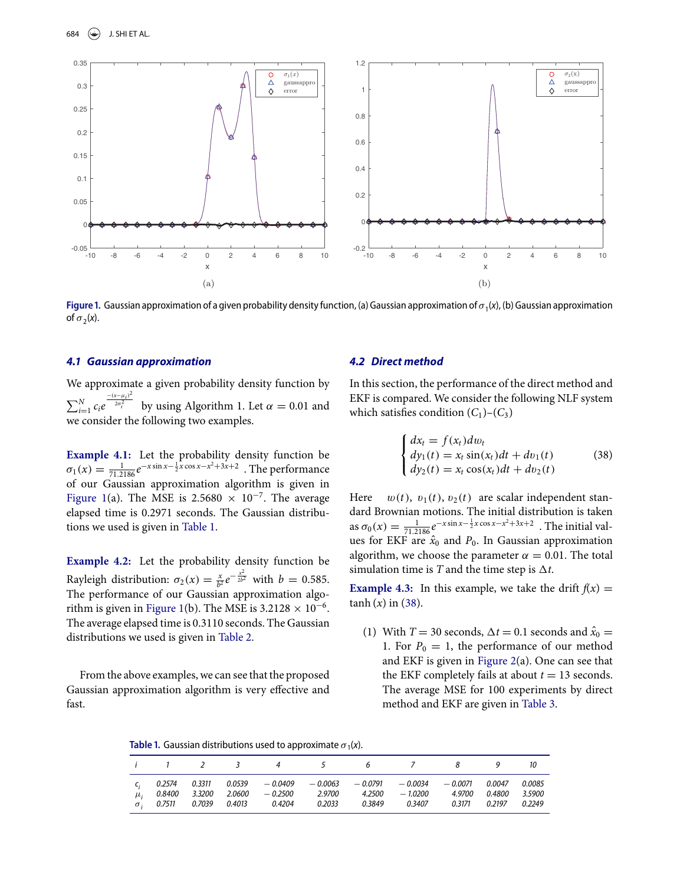Figure 1. Gaussian approximation of a given probability density function, (a) Gaussian approximation of $\sigma_1(x)$, (b) Gaussian approximation of $\sigma_2(x)$.

### 4.1 Gaussian approximation

We approximate a given probability density function by $\sum_{i=1}^{N} c_i e^{\frac{-(x-\mu_i)^2}{2\sigma_i^2}}$ by using Algorithm 1. Let $\alpha = 0.01$ and we consider the following two examples.

**Example 4.1:** Let the probability density function be $\sigma_1(x) = \frac{1}{71.2186} e^{-x\sin x - \frac{1}{2}x\cos x - x^2 + 3x + 2}$. The performance of our Gaussian approximation algorithm is given in Figure 1(a). The MSE is $2.5680 \times 10^{-7}$. The average elapsed time is 0.2971 seconds. The Gaussian distributions we used is given in Table 1.

**Example 4.2:** Let the probability density function be Rayleigh distribution: $\sigma_2(x) = \frac{x}{b^2} e^{-\frac{x^2}{2b^2}}$ with $b = 0.585$. The performance of our Gaussian approximation algorithm is given in Figure 1(b). The MSE is $3.2128 \times 10^{-6}$. The average elapsed time is 0.3110 seconds. The Gaussian distributions we used is given in Table 2.

From the above examples, we can see that the proposed Gaussian approximation algorithm is very effective and fast.

### 4.2 Direct method

In this section, the performance of the direct method and EKF is compared. We consider the following NLF system which satisfies condition $(C_1)$–$(C_3)$

$$
\begin{cases} dx_t = f(x_t)dw_t \\ dy_1(t) = x_t \sin(x_t)dt + dv_1(t) \\ dy_2(t) = x_t \cos(x_t)dt + dv_2(t) \end{cases} \tag{38}
$$

Here $w(t)$, $v_1(t)$, $v_2(t)$ are scalar independent standard Brownian motions. The initial distribution is taken as $\sigma_0(x) = \frac{1}{71.2186} e^{-x\sin x - \frac{1}{2}x\cos x - x^2 + 3x + 2}$. The initial values for EKF are $\hat{x}_0$ and $P_0$. In Gaussian approximation algorithm, we choose the parameter $\alpha = 0.01$. The total simulation time is $T$ and the time step is $\Delta t$.

**Example 4.3:** In this example, we take the drift $f(x) = \tanh(x)$ in (38).

(1) With $T = 30$ seconds, $\Delta t = 0.1$ seconds and $\hat{x}_0 = 1$. For $P_0 = 1$, the performance of our method and EKF is given in Figure 2(a). One can see that the EKF completely fails at about $t = 13$ seconds. The average MSE for 100 experiments by direct method and EKF are given in Table 3.

Table 1. Gaussian distributions used to approximate $\sigma_1(x)$.

| $i$ | 1 | 2 | 3 | 4 | 5 | 6 | 7 | 8 | 9 | 10 |
|---|---|---|---|---|---|---|---|---|---|---|
| $c_i$ | 0.2574 | 0.3311 | 0.0539 | −0.0409 | −0.0063 | −0.0791 | −0.0034 | −0.0071 | 0.0047 | 0.0085 |
| $\mu_i$ | 0.8400 | 3.3200 | 2.0600 | −0.2500 | 2.9700 | 4.2500 | −1.0200 | 4.9700 | 0.4800 | 3.5900 |
| $\sigma_i$ | 0.7511 | 0.7039 | 0.4013 | 0.4204 | 0.2033 | 0.3849 | 0.3407 | 0.3171 | 0.2197 | 0.2249 |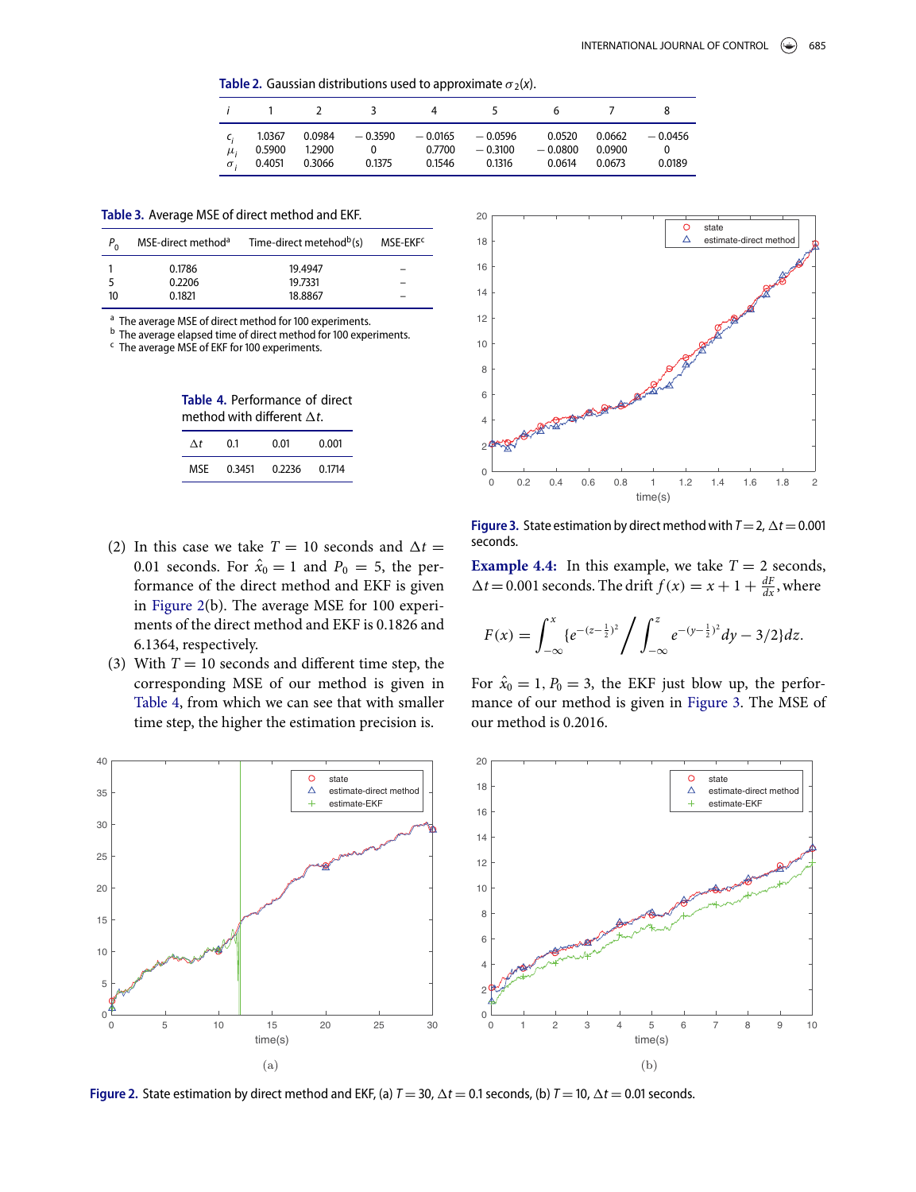**Table 2.** Gaussian distributions used to approximate $\sigma_2(x)$.

| $i$ | 1 | 2 | 3 | 4 | 5 | 6 | 7 | 8 |
|---|---|---|---|---|---|---|---|---|
| $c_i$ | 1.0367 | 0.0984 | − 0.3590 | − 0.0165 | − 0.0596 | 0.0520 | 0.0662 | − 0.0456 |
| $\mu_i$ | 0.5900 | 1.2900 | 0 | 0.7700 | − 0.3100 | − 0.0800 | 0.0900 | 0 |
| $\sigma_i$ | 0.4051 | 0.3066 | 0.1375 | 0.1546 | 0.1316 | 0.0614 | 0.0673 | 0.0189 |

**Table 3.** Average MSE of direct method and EKF.

| $P_0$ | MSE-direct method[a] | Time-direct metehod[b](s) | MSE-EKF[c] |
|---|---|---|---|
| 1 | 0.1786 | 19.4947 | – |
| 5 | 0.2206 | 19.7331 | – |
| 10 | 0.1821 | 18.8867 | – |

[a] The average MSE of direct method for 100 experiments.
[b] The average elapsed time of direct method for 100 experiments.
[c] The average MSE of EKF for 100 experiments.

**Table 4.** Performance of direct method with different $\Delta t$.

| $\Delta t$ | 0.1 | 0.01 | 0.001 |
|---|---|---|---|
| MSE | 0.3451 | 0.2236 | 0.1714 |

(2) In this case we take $T = 10$ seconds and $\Delta t = 0.01$ seconds. For $\hat{x}_0 = 1$ and $P_0 = 5$, the performance of the direct method and EKF is given in Figure 2(b). The average MSE for 100 experiments of the direct method and EKF is 0.1826 and 6.1364, respectively.

(3) With $T = 10$ seconds and different time step, the corresponding MSE of our method is given in Table 4, from which we can see that with smaller time step, the higher the estimation precision is.

Figure 3. State estimation by direct method with $T = 2$, $\Delta t = 0.001$ seconds.

**Example 4.4:** In this example, we take $T = 2$ seconds, $\Delta t = 0.001$ seconds. The drift $f(x) = x + 1 + \frac{dF}{dx}$, where

$$F(x) = \int_{-\infty}^{x} \{e^{-(z-\frac{1}{2})^2} \Big/ \int_{-\infty}^{z} e^{-(y-\frac{1}{2})^2} dy - 3/2\} dz.$$

For $\hat{x}_0 = 1$, $P_0 = 3$, the EKF just blow up, the performance of our method is given in Figure 3. The MSE of our method is 0.2016.

Figure 2. State estimation by direct method and EKF, (a) $T = 30$, $\Delta t = 0.1$ seconds, (b) $T = 10$, $\Delta t = 0.01$ seconds.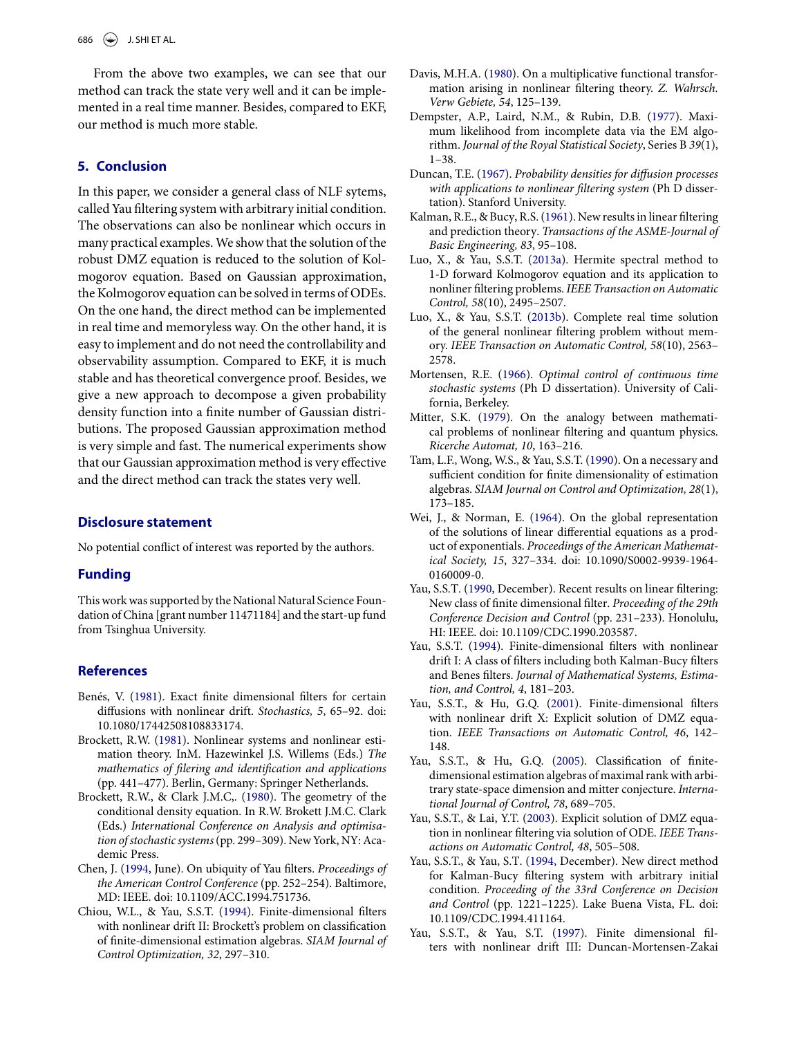From the above two examples, we can see that our method can track the state very well and it can be implemented in a real time manner. Besides, compared to EKF, our method is much more stable.

## 5. Conclusion

In this paper, we consider a general class of NLF sytems, called Yau filtering system with arbitrary initial condition. The observations can also be nonlinear which occurs in many practical examples. We show that the solution of the robust DMZ equation is reduced to the solution of Kolmogorov equation. Based on Gaussian approximation, the Kolmogorov equation can be solved in terms of ODEs. On the one hand, the direct method can be implemented in real time and memoryless way. On the other hand, it is easy to implement and do not need the controllability and observability assumption. Compared to EKF, it is much stable and has theoretical convergence proof. Besides, we give a new approach to decompose a given probability density function into a finite number of Gaussian distributions. The proposed Gaussian approximation method is very simple and fast. The numerical experiments show that our Gaussian approximation method is very effective and the direct method can track the states very well.

## Disclosure statement

No potential conflict of interest was reported by the authors.

## Funding

This work was supported by the National Natural Science Foundation of China [grant number 11471184] and the start-up fund from Tsinghua University.

## References

- Benés, V. (1981). Exact finite dimensional filters for certain diffusions with nonlinear drift. *Stochastics, 5*, 65–92. doi: 10.1080/17442508108833174.
- Brockett, R.W. (1981). Nonlinear systems and nonlinear estimation theory. InM. Hazewinkel J.S. Willems (Eds.) *The mathematics of filering and identification and applications* (pp. 441–477). Berlin, Germany: Springer Netherlands.
- Brockett, R.W., & Clark J.M.C,. (1980). The geometry of the conditional density equation. In R.W. Brokett J.M.C. Clark (Eds.) *International Conference on Analysis and optimisation of stochastic systems* (pp. 299–309). New York, NY: Academic Press.
- Chen, J. (1994, June). On ubiquity of Yau filters. *Proceedings of the American Control Conference* (pp. 252–254). Baltimore, MD: IEEE. doi: 10.1109/ACC.1994.751736.
- Chiou, W.L., & Yau, S.S.T. (1994). Finite-dimensional filters with nonlinear drift II: Brockett's problem on classification of finite-dimensional estimation algebras. *SIAM Journal of Control Optimization, 32*, 297–310.
- Davis, M.H.A. (1980). On a multiplicative functional transformation arising in nonlinear filtering theory. *Z. Wahrsch. Verw Gebiete, 54*, 125–139.
- Dempster, A.P., Laird, N.M., & Rubin, D.B. (1977). Maximum likelihood from incomplete data via the EM algorithm. *Journal of the Royal Statistical Society*, Series B *39*(1), 1–38.
- Duncan, T.E. (1967). *Probability densities for diffusion processes with applications to nonlinear filtering system* (Ph D dissertation). Stanford University.
- Kalman, R.E., & Bucy, R.S. (1961). New results in linear filtering and prediction theory. *Transactions of the ASME-Journal of Basic Engineering, 83*, 95–108.
- Luo, X., & Yau, S.S.T. (2013a). Hermite spectral method to 1-D forward Kolmogorov equation and its application to nonliner filtering problems. *IEEE Transaction on Automatic Control, 58*(10), 2495–2507.
- Luo, X., & Yau, S.S.T. (2013b). Complete real time solution of the general nonlinear filtering problem without memory. *IEEE Transaction on Automatic Control, 58*(10), 2563–2578.
- Mortensen, R.E. (1966). *Optimal control of continuous time stochastic systems* (Ph D dissertation). University of California, Berkeley.
- Mitter, S.K. (1979). On the analogy between mathematical problems of nonlinear filtering and quantum physics. *Ricerche Automat, 10*, 163–216.
- Tam, L.F., Wong, W.S., & Yau, S.S.T. (1990). On a necessary and sufficient condition for finite dimensionality of estimation algebras. *SIAM Journal on Control and Optimization, 28*(1), 173–185.
- Wei, J., & Norman, E. (1964). On the global representation of the solutions of linear differential equations as a product of exponentials. *Proceedings of the American Mathematical Society, 15*, 327–334. doi: 10.1090/S0002-9939-1964-0160009-0.
- Yau, S.S.T. (1990, December). Recent results on linear filtering: New class of finite dimensional filter. *Proceeding of the 29th Conference Decision and Control* (pp. 231–233). Honolulu, HI: IEEE. doi: 10.1109/CDC.1990.203587.
- Yau, S.S.T. (1994). Finite-dimensional filters with nonlinear drift I: A class of filters including both Kalman-Bucy filters and Benes filters. *Journal of Mathematical Systems, Estimation, and Control, 4*, 181–203.
- Yau, S.S.T., & Hu, G.Q. (2001). Finite-dimensional filters with nonlinear drift X: Explicit solution of DMZ equation. *IEEE Transactions on Automatic Control, 46*, 142–148.
- Yau, S.S.T., & Hu, G.Q. (2005). Classification of finite-dimensional estimation algebras of maximal rank with arbitrary state-space dimension and mitter conjecture. *International Journal of Control, 78*, 689–705.
- Yau, S.S.T., & Lai, Y.T. (2003). Explicit solution of DMZ equation in nonlinear filtering via solution of ODE. *IEEE Transactions on Automatic Control, 48*, 505–508.
- Yau, S.S.T., & Yau, S.T. (1994, December). New direct method for Kalman-Bucy filtering system with arbitrary initial condition. *Proceeding of the 33rd Conference on Decision and Control* (pp. 1221–1225). Lake Buena Vista, FL. doi: 10.1109/CDC.1994.411164.
- Yau, S.S.T., & Yau, S.T. (1997). Finite dimensional filters with nonlinear drift III: Duncan-Mortensen-Zakai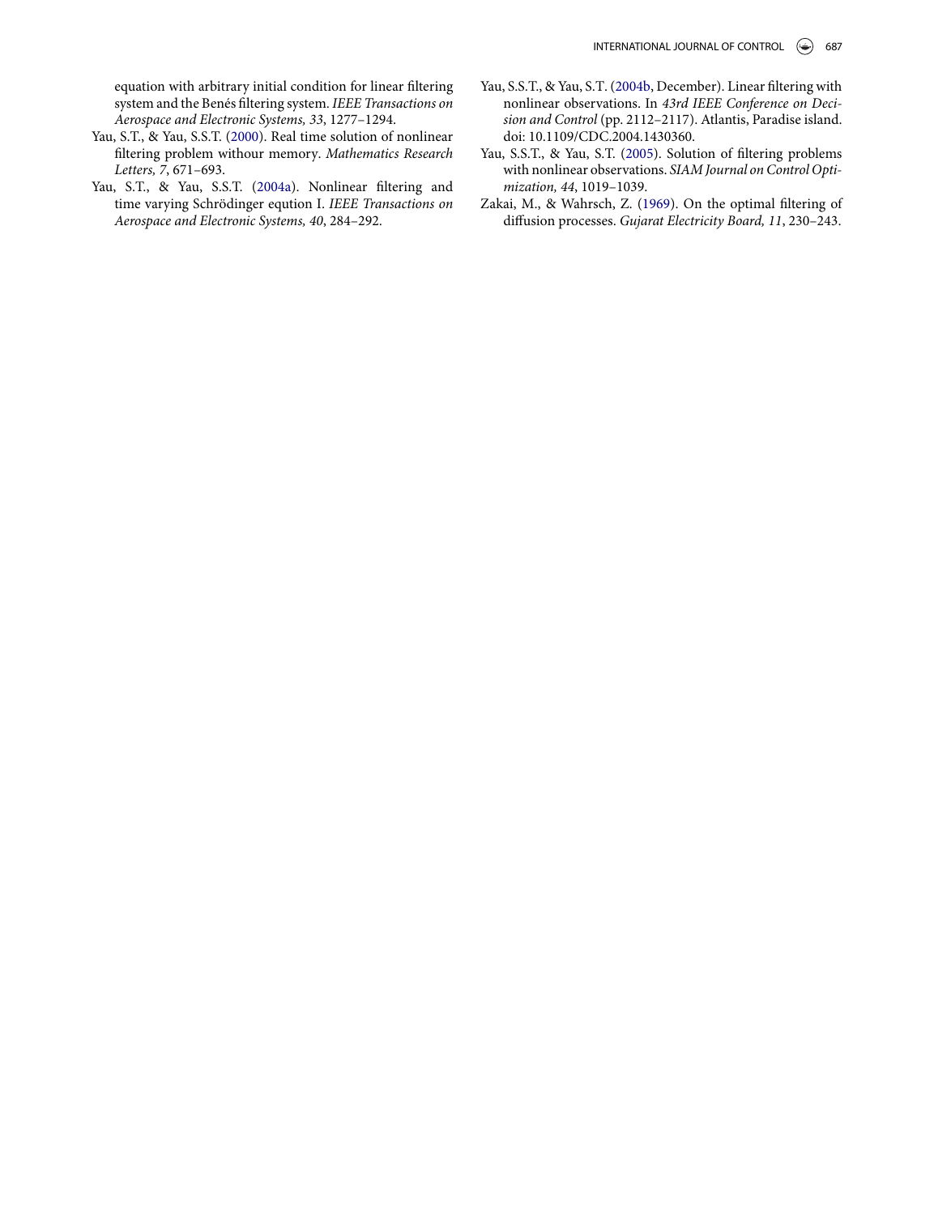equation with arbitrary initial condition for linear filtering system and the Benés filtering system. *IEEE Transactions on Aerospace and Electronic Systems, 33*, 1277–1294.

Yau, S.T., & Yau, S.S.T. (2000). Real time solution of nonlinear filtering problem withour memory. *Mathematics Research Letters, 7*, 671–693.

Yau, S.T., & Yau, S.S.T. (2004a). Nonlinear filtering and time varying Schrödinger eqution I. *IEEE Transactions on Aerospace and Electronic Systems, 40*, 284–292.

Yau, S.S.T., & Yau, S.T. (2004b, December). Linear filtering with nonlinear observations. In *43rd IEEE Conference on Decision and Control* (pp. 2112–2117). Atlantis, Paradise island. doi: 10.1109/CDC.2004.1430360.

Yau, S.S.T., & Yau, S.T. (2005). Solution of filtering problems with nonlinear observations. *SIAM Journal on Control Optimization, 44*, 1019–1039.

Zakai, M., & Wahrsch, Z. (1969). On the optimal filtering of diffusion processes. *Gujarat Electricity Board, 11*, 230–243.